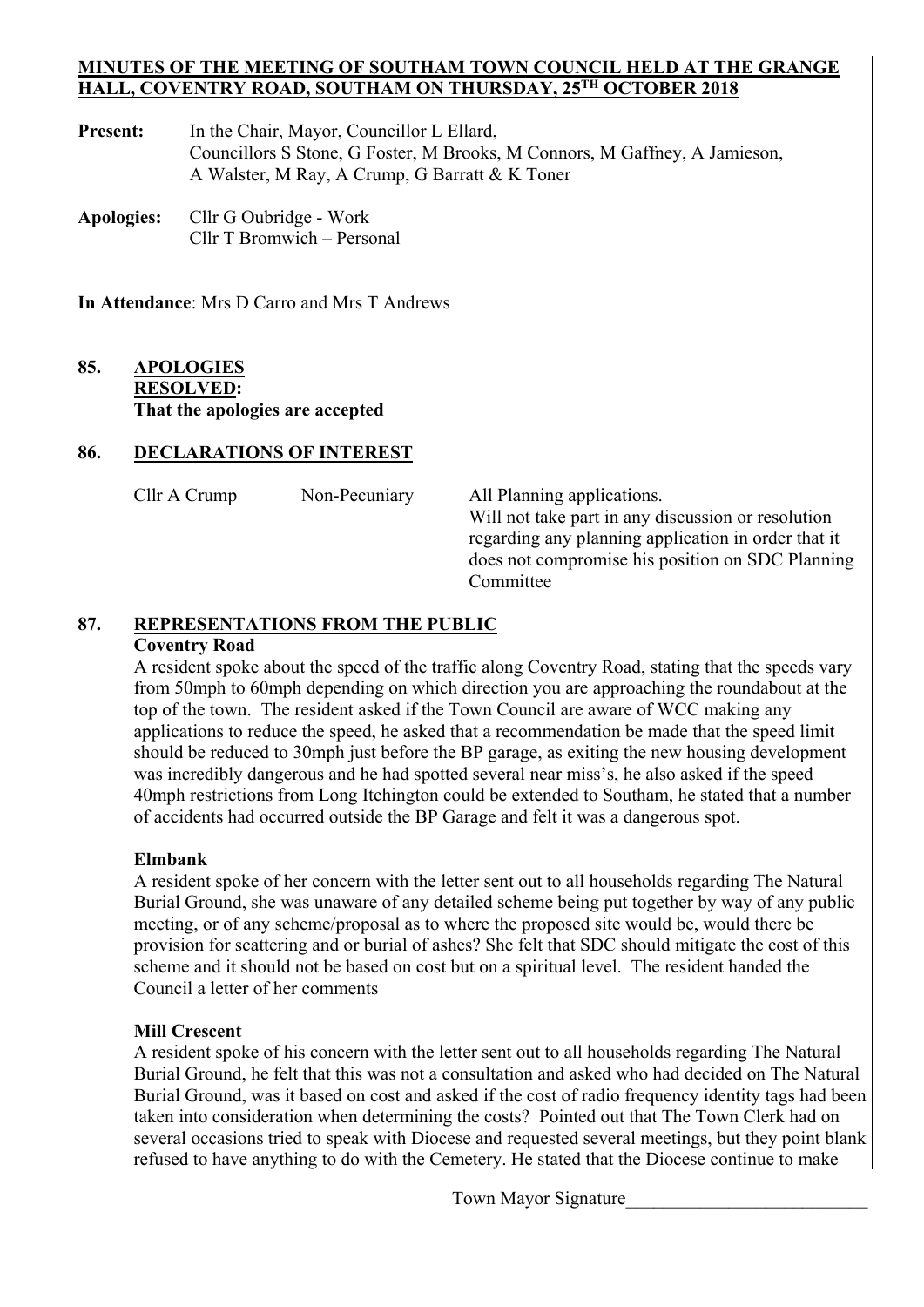# MINUTES OF THE MEETING OF SOUTHAM TOWN COUNCIL HELD AT THE GRANGE HALL, COVENTRY ROAD, SOUTHAM ON THURSDAY, 25TH OCTOBER 2018

**Present:** In the Chair, Mayor, Councillor L Ellard,
Councillors S Stone, G Foster, M Brooks, M Connors, M Gaffney, A Jamieson, A Walster, M Ray, A Crump, G Barratt & K Toner

**Apologies:** Cllr G Oubridge - Work
Cllr T Bromwich – Personal

**In Attendance**: Mrs D Carro and Mrs T Andrews

## 85. APOLOGIES

**RESOLVED:**
**That the apologies are accepted**

## 86. DECLARATIONS OF INTEREST

| | | |
|---|---|---|
| Cllr A Crump | Non-Pecuniary | All Planning applications. Will not take part in any discussion or resolution regarding any planning application in order that it does not compromise his position on SDC Planning Committee |

## 87. REPRESENTATIONS FROM THE PUBLIC

**Coventry Road**

A resident spoke about the speed of the traffic along Coventry Road, stating that the speeds vary from 50mph to 60mph depending on which direction you are approaching the roundabout at the top of the town. The resident asked if the Town Council are aware of WCC making any applications to reduce the speed, he asked that a recommendation be made that the speed limit should be reduced to 30mph just before the BP garage, as exiting the new housing development was incredibly dangerous and he had spotted several near miss's, he also asked if the speed 40mph restrictions from Long Itchington could be extended to Southam, he stated that a number of accidents had occurred outside the BP Garage and felt it was a dangerous spot.

**Elmbank**

A resident spoke of her concern with the letter sent out to all households regarding The Natural Burial Ground, she was unaware of any detailed scheme being put together by way of any public meeting, or of any scheme/proposal as to where the proposed site would be, would there be provision for scattering and or burial of ashes? She felt that SDC should mitigate the cost of this scheme and it should not be based on cost but on a spiritual level. The resident handed the Council a letter of her comments

**Mill Crescent**

A resident spoke of his concern with the letter sent out to all households regarding The Natural Burial Ground, he felt that this was not a consultation and asked who had decided on The Natural Burial Ground, was it based on cost and asked if the cost of radio frequency identity tags had been taken into consideration when determining the costs? Pointed out that The Town Clerk had on several occasions tried to speak with Diocese and requested several meetings, but they point blank refused to have anything to do with the Cemetery. He stated that the Diocese continue to make

Town Mayor Signature__________________________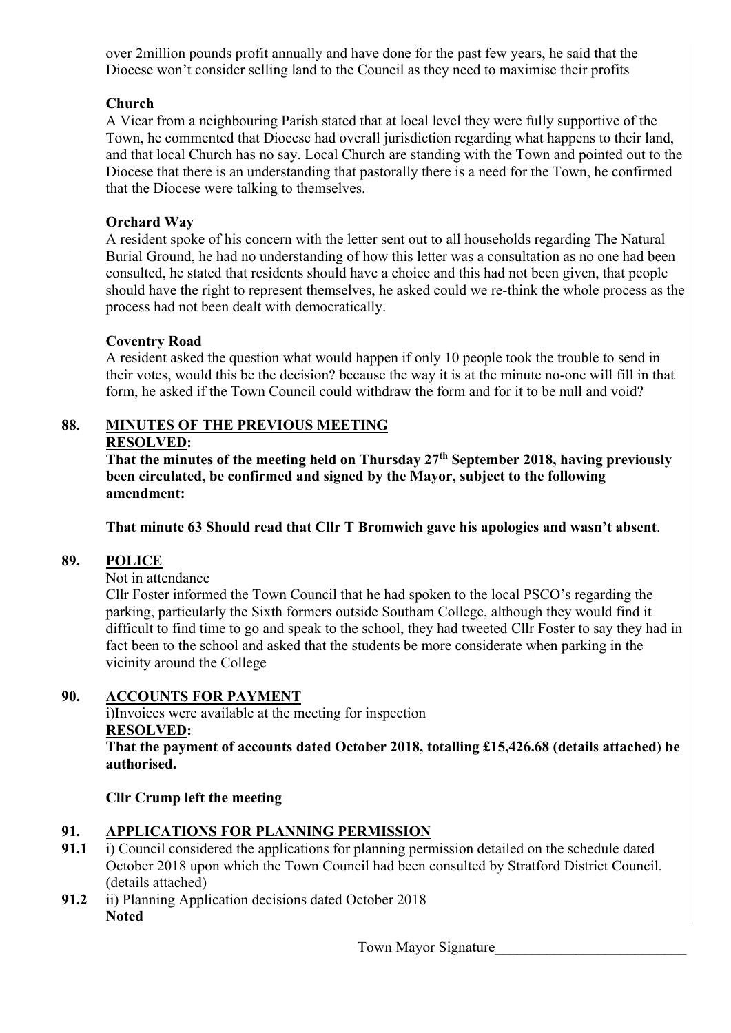over 2million pounds profit annually and have done for the past few years, he said that the Diocese won't consider selling land to the Council as they need to maximise their profits

**Church**

A Vicar from a neighbouring Parish stated that at local level they were fully supportive of the Town, he commented that Diocese had overall jurisdiction regarding what happens to their land, and that local Church has no say. Local Church are standing with the Town and pointed out to the Diocese that there is an understanding that pastorally there is a need for the Town, he confirmed that the Diocese were talking to themselves.

**Orchard Way**

A resident spoke of his concern with the letter sent out to all households regarding The Natural Burial Ground, he had no understanding of how this letter was a consultation as no one had been consulted, he stated that residents should have a choice and this had not been given, that people should have the right to represent themselves, he asked could we re-think the whole process as the process had not been dealt with democratically.

**Coventry Road**

A resident asked the question what would happen if only 10 people took the trouble to send in their votes, would this be the decision? because the way it is at the minute no-one will fill in that form, he asked if the Town Council could withdraw the form and for it to be null and void?

**88. MINUTES OF THE PREVIOUS MEETING**

**RESOLVED:**

**That the minutes of the meeting held on Thursday 27th September 2018, having previously been circulated, be confirmed and signed by the Mayor, subject to the following amendment:**

**That minute 63 Should read that Cllr T Bromwich gave his apologies and wasn't absent.**

**89. POLICE**

Not in attendance

Cllr Foster informed the Town Council that he had spoken to the local PSCO's regarding the parking, particularly the Sixth formers outside Southam College, although they would find it difficult to find time to go and speak to the school, they had tweeted Cllr Foster to say they had in fact been to the school and asked that the students be more considerate when parking in the vicinity around the College

**90. ACCOUNTS FOR PAYMENT**

i)Invoices were available at the meeting for inspection

**RESOLVED:**

**That the payment of accounts dated October 2018, totalling £15,426.68 (details attached) be authorised.**

**Cllr Crump left the meeting**

**91. APPLICATIONS FOR PLANNING PERMISSION**

**91.1** i) Council considered the applications for planning permission detailed on the schedule dated October 2018 upon which the Town Council had been consulted by Stratford District Council. (details attached)

**91.2** ii) Planning Application decisions dated October 2018
**Noted**

Town Mayor Signature__________________________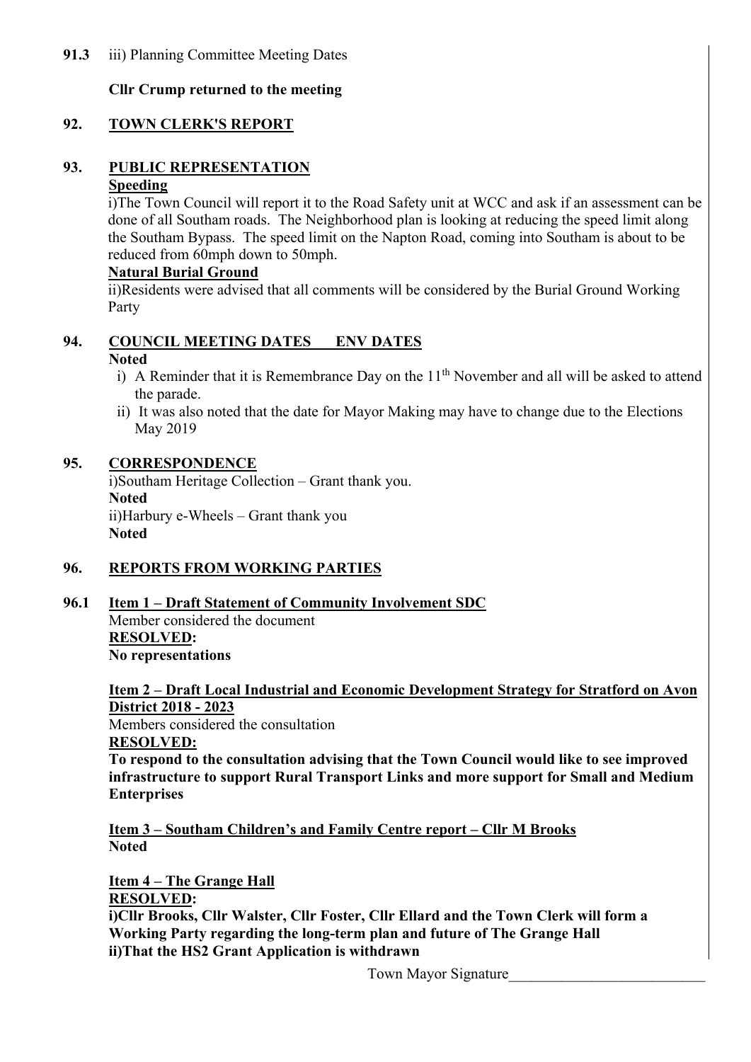**91.3** iii) Planning Committee Meeting Dates

**Cllr Crump returned to the meeting**

## 92. TOWN CLERK'S REPORT

## 93. PUBLIC REPRESENTATION

**Speeding**

i)The Town Council will report it to the Road Safety unit at WCC and ask if an assessment can be done of all Southam roads. The Neighborhood plan is looking at reducing the speed limit along the Southam Bypass. The speed limit on the Napton Road, coming into Southam is about to be reduced from 60mph down to 50mph.

**Natural Burial Ground**

ii)Residents were advised that all comments will be considered by the Burial Ground Working Party

## 94. COUNCIL MEETING DATES ENV DATES

**Noted**

i) A Reminder that it is Remembrance Day on the 11th November and all will be asked to attend the parade.

ii) It was also noted that the date for Mayor Making may have to change due to the Elections May 2019

## 95. CORRESPONDENCE

i)Southam Heritage Collection – Grant thank you.
**Noted**
ii)Harbury e-Wheels – Grant thank you
**Noted**

## 96. REPORTS FROM WORKING PARTIES

**96.1** **Item 1 – Draft Statement of Community Involvement SDC**

Member considered the document
**RESOLVED:**
**No representations**

**Item 2 – Draft Local Industrial and Economic Development Strategy for Stratford on Avon District 2018 - 2023**

Members considered the consultation
**RESOLVED:**
**To respond to the consultation advising that the Town Council would like to see improved infrastructure to support Rural Transport Links and more support for Small and Medium Enterprises**

**Item 3 – Southam Children's and Family Centre report – Cllr M Brooks**
**Noted**

**Item 4 – The Grange Hall**
**RESOLVED:**
**i)Cllr Brooks, Cllr Walster, Cllr Foster, Cllr Ellard and the Town Clerk will form a Working Party regarding the long-term plan and future of The Grange Hall**
**ii)That the HS2 Grant Application is withdrawn**

Town Mayor Signature__________________________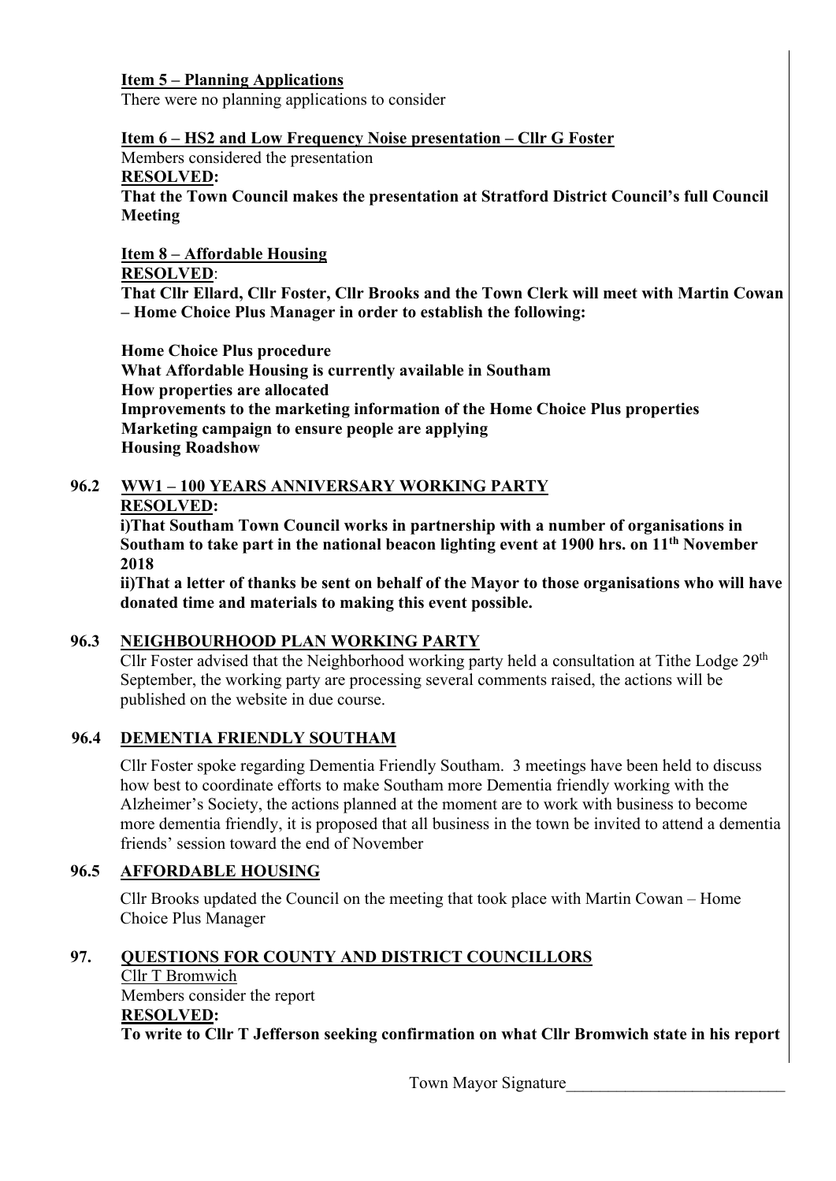**Item 5 – Planning Applications**

There were no planning applications to consider

**Item 6 – HS2 and Low Frequency Noise presentation – Cllr G Foster**

Members considered the presentation

**RESOLVED:**

**That the Town Council makes the presentation at Stratford District Council's full Council Meeting**

**Item 8 – Affordable Housing**

**RESOLVED**:

**That Cllr Ellard, Cllr Foster, Cllr Brooks and the Town Clerk will meet with Martin Cowan – Home Choice Plus Manager in order to establish the following:**

**Home Choice Plus procedure**
**What Affordable Housing is currently available in Southam**
**How properties are allocated**
**Improvements to the marketing information of the Home Choice Plus properties**
**Marketing campaign to ensure people are applying**
**Housing Roadshow**

## 96.2 WW1 – 100 YEARS ANNIVERSARY WORKING PARTY

**RESOLVED:**

**i)That Southam Town Council works in partnership with a number of organisations in Southam to take part in the national beacon lighting event at 1900 hrs. on 11th November 2018**

**ii)That a letter of thanks be sent on behalf of the Mayor to those organisations who will have donated time and materials to making this event possible.**

## 96.3 NEIGHBOURHOOD PLAN WORKING PARTY

Cllr Foster advised that the Neighborhood working party held a consultation at Tithe Lodge 29th September, the working party are processing several comments raised, the actions will be published on the website in due course.

## 96.4 DEMENTIA FRIENDLY SOUTHAM

Cllr Foster spoke regarding Dementia Friendly Southam. 3 meetings have been held to discuss how best to coordinate efforts to make Southam more Dementia friendly working with the Alzheimer's Society, the actions planned at the moment are to work with business to become more dementia friendly, it is proposed that all business in the town be invited to attend a dementia friends' session toward the end of November

## 96.5 AFFORDABLE HOUSING

Cllr Brooks updated the Council on the meeting that took place with Martin Cowan – Home Choice Plus Manager

## 97. QUESTIONS FOR COUNTY AND DISTRICT COUNCILLORS

Cllr T Bromwich

Members consider the report

**RESOLVED:**

**To write to Cllr T Jefferson seeking confirmation on what Cllr Bromwich state in his report**

Town Mayor Signature__________________________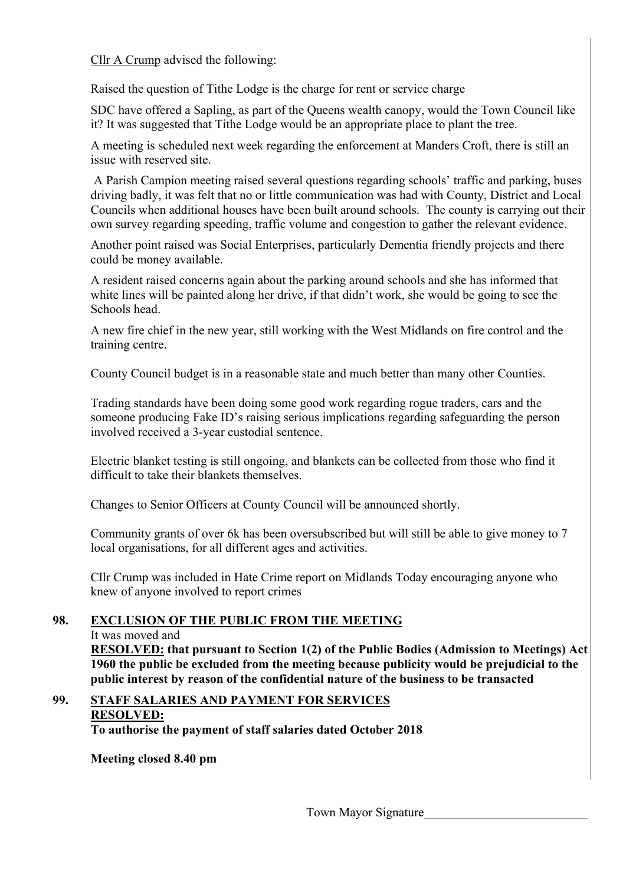Cllr A Crump advised the following:

Raised the question of Tithe Lodge is the charge for rent or service charge

SDC have offered a Sapling, as part of the Queens wealth canopy, would the Town Council like it? It was suggested that Tithe Lodge would be an appropriate place to plant the tree.

A meeting is scheduled next week regarding the enforcement at Manders Croft, there is still an issue with reserved site.

A Parish Campion meeting raised several questions regarding schools' traffic and parking, buses driving badly, it was felt that no or little communication was had with County, District and Local Councils when additional houses have been built around schools. The county is carrying out their own survey regarding speeding, traffic volume and congestion to gather the relevant evidence.

Another point raised was Social Enterprises, particularly Dementia friendly projects and there could be money available.

A resident raised concerns again about the parking around schools and she has informed that white lines will be painted along her drive, if that didn't work, she would be going to see the Schools head.

A new fire chief in the new year, still working with the West Midlands on fire control and the training centre.

County Council budget is in a reasonable state and much better than many other Counties.

Trading standards have been doing some good work regarding rogue traders, cars and the someone producing Fake ID's raising serious implications regarding safeguarding the person involved received a 3-year custodial sentence.

Electric blanket testing is still ongoing, and blankets can be collected from those who find it difficult to take their blankets themselves.

Changes to Senior Officers at County Council will be announced shortly.

Community grants of over 6k has been oversubscribed but will still be able to give money to 7 local organisations, for all different ages and activities.

Cllr Crump was included in Hate Crime report on Midlands Today encouraging anyone who knew of anyone involved to report crimes

**98. EXCLUSION OF THE PUBLIC FROM THE MEETING**

It was moved and

**RESOLVED: that pursuant to Section 1(2) of the Public Bodies (Admission to Meetings) Act 1960 the public be excluded from the meeting because publicity would be prejudicial to the public interest by reason of the confidential nature of the business to be transacted**

**99. STAFF SALARIES AND PAYMENT FOR SERVICES**

**RESOLVED:**

**To authorise the payment of staff salaries dated October 2018**

**Meeting closed 8.40 pm**

Town Mayor Signature__________________________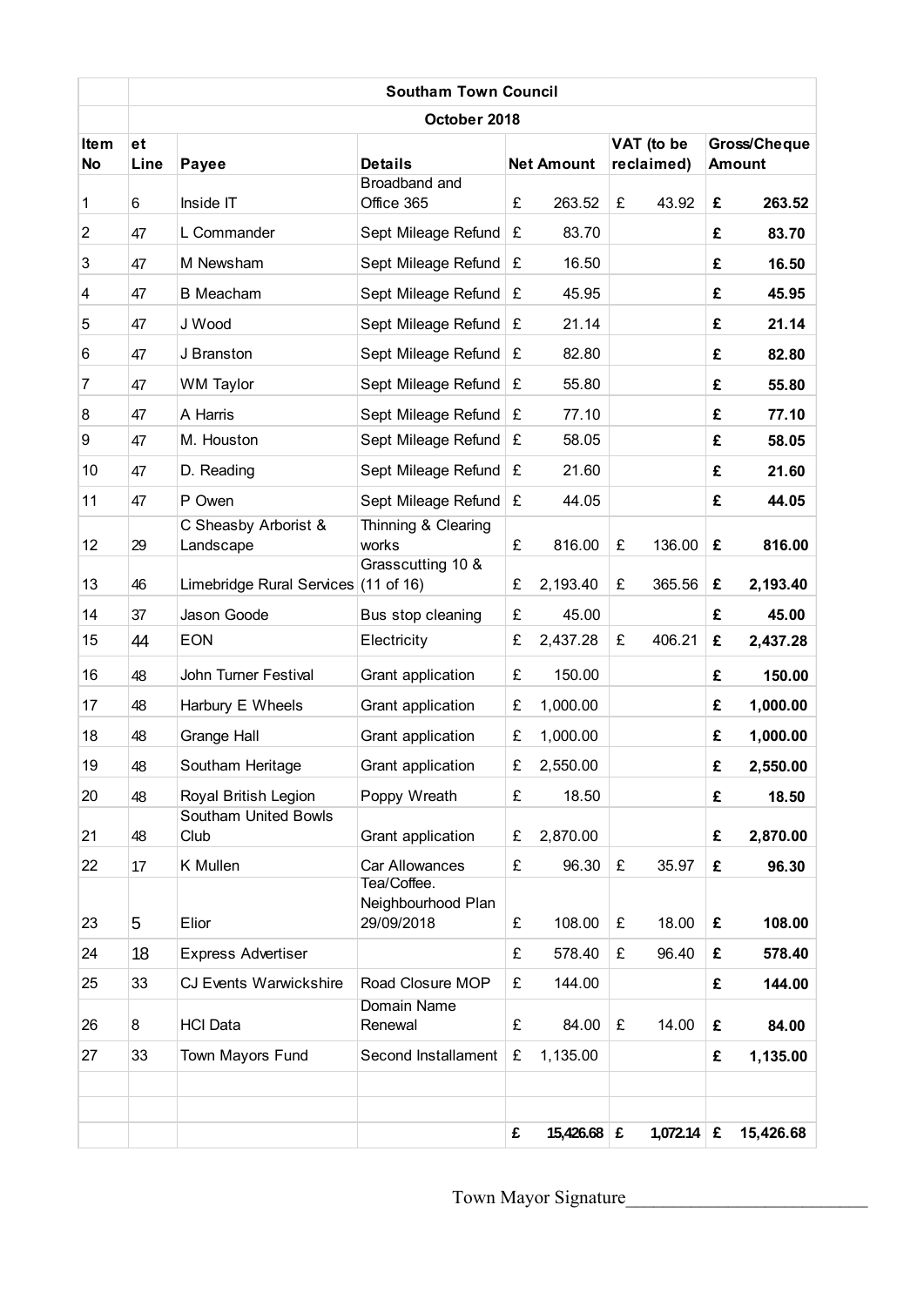| | Southam Town Council | | | | | |
|---|---|---|---|---|---|---|
| | October 2018 | | | | | |
| **Item No** | **et Line** | **Payee** | **Details** | **Net Amount** | **VAT (to be reclaimed)** | **Gross/Cheque Amount** |
| 1 | 6 | Inside IT | Broadband and Office 365 | £ 263.52 | £ 43.92 | **£ 263.52** |
| 2 | 47 | L Commander | Sept Mileage Refund | £ 83.70 | | **£ 83.70** |
| 3 | 47 | M Newsham | Sept Mileage Refund | £ 16.50 | | **£ 16.50** |
| 4 | 47 | B Meacham | Sept Mileage Refund | £ 45.95 | | **£ 45.95** |
| 5 | 47 | J Wood | Sept Mileage Refund | £ 21.14 | | **£ 21.14** |
| 6 | 47 | J Branston | Sept Mileage Refund | £ 82.80 | | **£ 82.80** |
| 7 | 47 | WM Taylor | Sept Mileage Refund | £ 55.80 | | **£ 55.80** |
| 8 | 47 | A Harris | Sept Mileage Refund | £ 77.10 | | **£ 77.10** |
| 9 | 47 | M. Houston | Sept Mileage Refund | £ 58.05 | | **£ 58.05** |
| 10 | 47 | D. Reading | Sept Mileage Refund | £ 21.60 | | **£ 21.60** |
| 11 | 47 | P Owen | Sept Mileage Refund | £ 44.05 | | **£ 44.05** |
| 12 | 29 | C Sheasby Arborist & Landscape | Thinning & Clearing works | £ 816.00 | £ 136.00 | **£ 816.00** |
| 13 | 46 | Limebridge Rural Services | Grasscutting 10 & (11 of 16) | £ 2,193.40 | £ 365.56 | **£ 2,193.40** |
| 14 | 37 | Jason Goode | Bus stop cleaning | £ 45.00 | | **£ 45.00** |
| 15 | 44 | EON | Electricity | £ 2,437.28 | £ 406.21 | **£ 2,437.28** |
| 16 | 48 | John Turner Festival | Grant application | £ 150.00 | | **£ 150.00** |
| 17 | 48 | Harbury E Wheels | Grant application | £ 1,000.00 | | **£ 1,000.00** |
| 18 | 48 | Grange Hall | Grant application | £ 1,000.00 | | **£ 1,000.00** |
| 19 | 48 | Southam Heritage | Grant application | £ 2,550.00 | | **£ 2,550.00** |
| 20 | 48 | Royal British Legion | Poppy Wreath | £ 18.50 | | **£ 18.50** |
| 21 | 48 | Southam United Bowls Club | Grant application | £ 2,870.00 | | **£ 2,870.00** |
| 22 | 17 | K Mullen | Car Allowances | £ 96.30 | £ 35.97 | **£ 96.30** |
| 23 | 5 | Elior | Tea/Coffee. Neighbourhood Plan 29/09/2018 | £ 108.00 | £ 18.00 | **£ 108.00** |
| 24 | 18 | Express Advertiser | | £ 578.40 | £ 96.40 | **£ 578.40** |
| 25 | 33 | CJ Events Warwickshire | Road Closure MOP | £ 144.00 | | **£ 144.00** |
| 26 | 8 | HCI Data | Domain Name Renewal | £ 84.00 | £ 14.00 | **£ 84.00** |
| 27 | 33 | Town Mayors Fund | Second Installament | £ 1,135.00 | | **£ 1,135.00** |
| | | | | | | |
| | | | | | | |
| | | | | **£ 15,426.68** | **£ 1,072.14** | **£ 15,426.68** |

Town Mayor Signature___________________________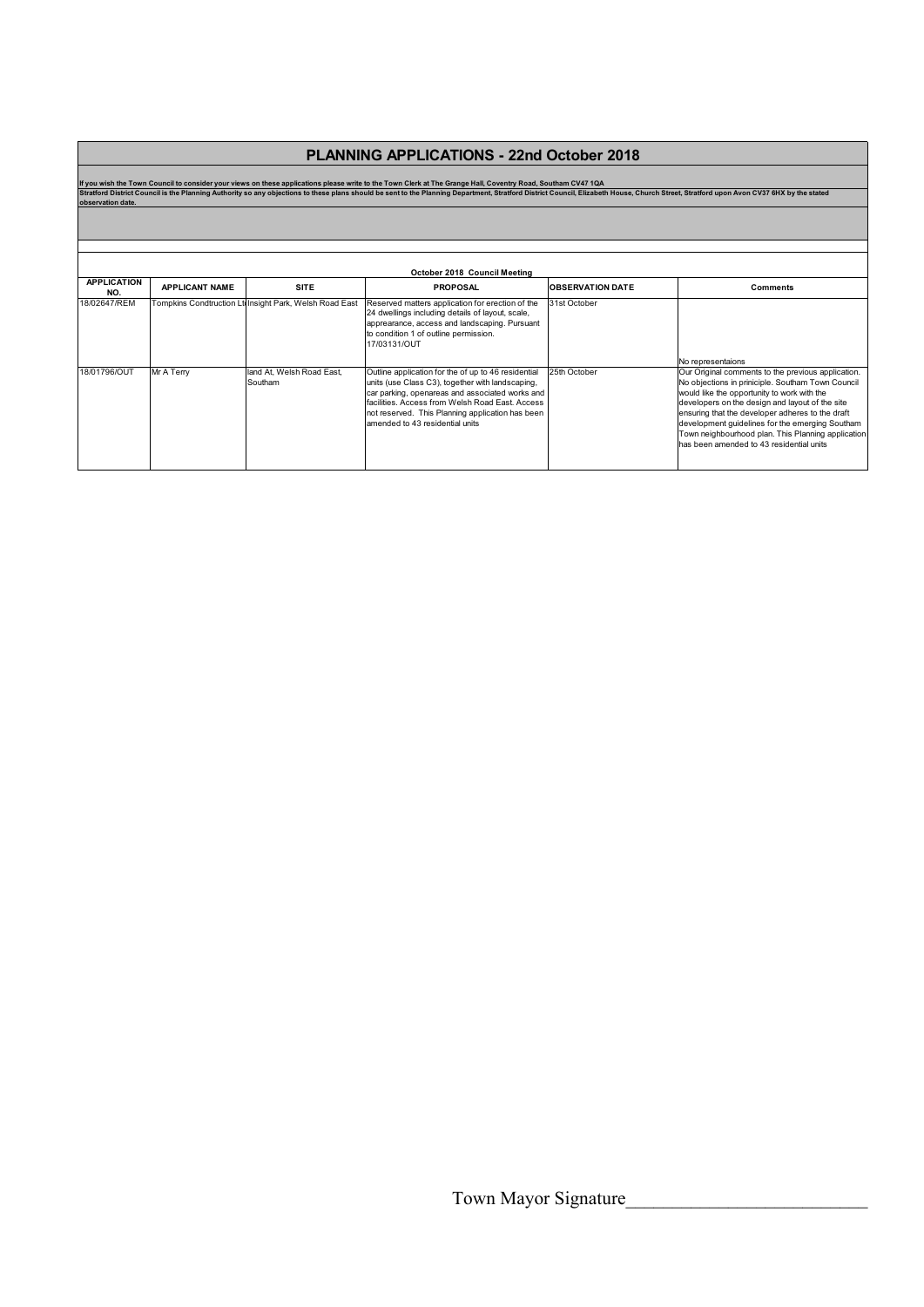# PLANNING APPLICATIONS - 22nd October 2018

**If you wish the Town Council to consider your views on these applications please write to the Town Clerk at The Grange Hall, Coventry Road, Southam CV47 1QA**
**Stratford District Council is the Planning Authority so any objections to these plans should be sent to the Planning Department, Stratford District Council, Elizabeth House, Church Street, Stratford upon Avon CV37 6HX by the stated observation date.**

**October 2018 Council Meeting**

| APPLICATION NO. | APPLICANT NAME | SITE | PROPOSAL | OBSERVATION DATE | Comments |
|---|---|---|---|---|---|
| 18/02647/REM | Tompkins Condtruction Lt | Insight Park, Welsh Road East | Reserved matters application for erection of the 24 dwellings including details of layout, scale, apprearance, access and landscaping. Pursuant to condition 1 of outline permission. 17/03131/OUT | 31st October | No representaions |
| 18/01796/OUT | Mr A Terry | land At, Welsh Road East, Southam | Outline application for the of up to 46 residential units (use Class C3), together with landscaping, car parking, openareas and associated works and facilities. Access from Welsh Road East. Access not reserved. This Planning application has been amended to 43 residential units | 25th October | Our Original comments to the previous application. No objections in priniciple. Southam Town Council would like the opportunity to work with the developers on the design and layout of the site ensuring that the developer adheres to the draft development guidelines for the emerging Southam Town neighbourhood plan. This Planning application has been amended to 43 residential units |

Town Mayor Signature___________________________